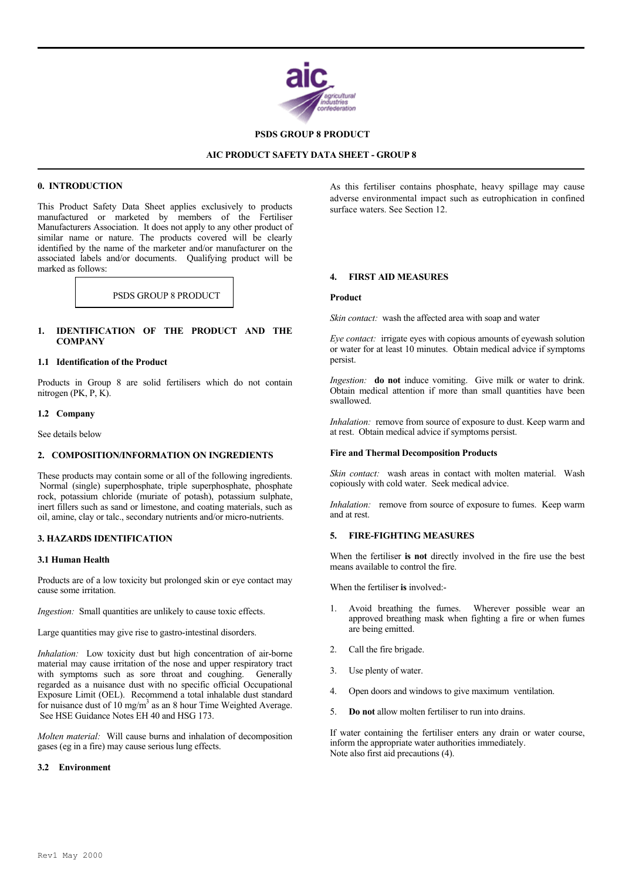**PSDS GROUP 8 PRODUCT**

**AIC PRODUCT SAFETY DATA SHEET - GROUP 8**

## 0. INTRODUCTION

This Product Safety Data Sheet applies exclusively to products manufactured or marketed by members of the Fertiliser Manufacturers Association. It does not apply to any other product of similar name or nature. The products covered will be clearly identified by the name of the marketer and/or manufacturer on the associated labels and/or documents. Qualifying product will be marked as follows:

| PSDS GROUP 8 PRODUCT |
|---|

## 1. IDENTIFICATION OF THE PRODUCT AND THE COMPANY

### 1.1 Identification of the Product

Products in Group 8 are solid fertilisers which do not contain nitrogen (PK, P, K).

### 1.2 Company

See details below

## 2. COMPOSITION/INFORMATION ON INGREDIENTS

These products may contain some or all of the following ingredients. Normal (single) superphosphate, triple superphosphate, phosphate rock, potassium chloride (muriate of potash), potassium sulphate, inert fillers such as sand or limestone, and coating materials, such as oil, amine, clay or talc., secondary nutrients and/or micro-nutrients.

## 3. HAZARDS IDENTIFICATION

### 3.1 Human Health

Products are of a low toxicity but prolonged skin or eye contact may cause some irritation.

*Ingestion:* Small quantities are unlikely to cause toxic effects.

Large quantities may give rise to gastro-intestinal disorders.

*Inhalation:* Low toxicity dust but high concentration of air-borne material may cause irritation of the nose and upper respiratory tract with symptoms such as sore throat and coughing. Generally regarded as a nuisance dust with no specific official Occupational Exposure Limit (OEL). Recommend a total inhalable dust standard for nuisance dust of 10 mg/m$^3$ as an 8 hour Time Weighted Average. See HSE Guidance Notes EH 40 and HSG 173.

*Molten material:* Will cause burns and inhalation of decomposition gases (eg in a fire) may cause serious lung effects.

### 3.2 Environment

As this fertiliser contains phosphate, heavy spillage may cause adverse environmental impact such as eutrophication in confined surface waters. See Section 12.

## 4. FIRST AID MEASURES

**Product**

*Skin contact:* wash the affected area with soap and water

*Eye contact:* irrigate eyes with copious amounts of eyewash solution or water for at least 10 minutes. Obtain medical advice if symptoms persist.

*Ingestion:* **do not** induce vomiting. Give milk or water to drink. Obtain medical attention if more than small quantities have been swallowed.

*Inhalation:* remove from source of exposure to dust. Keep warm and at rest. Obtain medical advice if symptoms persist.

**Fire and Thermal Decomposition Products**

*Skin contact:* wash areas in contact with molten material. Wash copiously with cold water. Seek medical advice.

*Inhalation:* remove from source of exposure to fumes. Keep warm and at rest.

## 5. FIRE-FIGHTING MEASURES

When the fertiliser **is not** directly involved in the fire use the best means available to control the fire.

When the fertiliser **is** involved:-

1. Avoid breathing the fumes. Wherever possible wear an approved breathing mask when fighting a fire or when fumes are being emitted.
2. Call the fire brigade.
3. Use plenty of water.
4. Open doors and windows to give maximum ventilation.
5. **Do not** allow molten fertiliser to run into drains.

If water containing the fertiliser enters any drain or water course, inform the appropriate water authorities immediately.
Note also first aid precautions (4).

Rev1 May 2000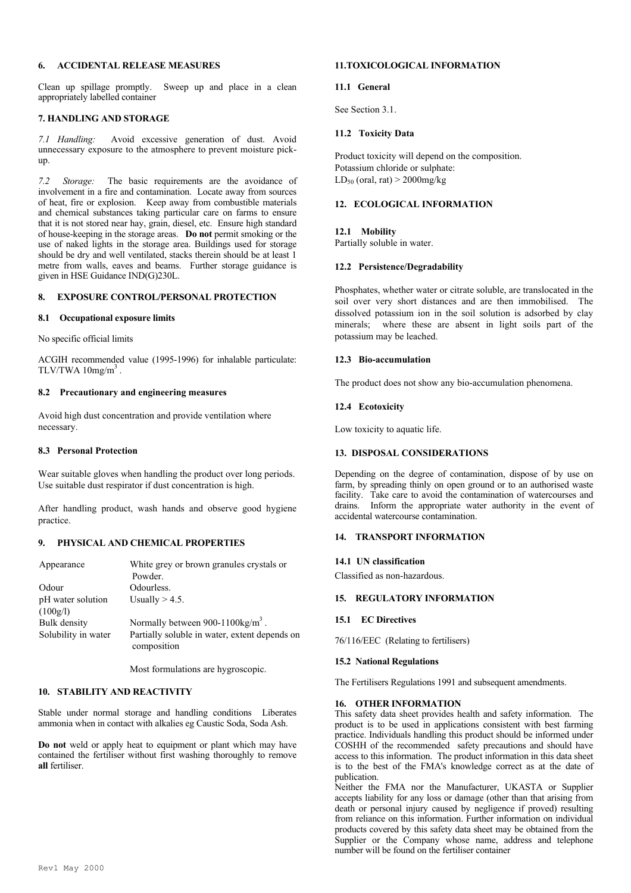## 6. ACCIDENTAL RELEASE MEASURES

Clean up spillage promptly. Sweep up and place in a clean appropriately labelled container

## 7. HANDLING AND STORAGE

*7.1 Handling:* Avoid excessive generation of dust. Avoid unnecessary exposure to the atmosphere to prevent moisture pick-up.

*7.2 Storage:* The basic requirements are the avoidance of involvement in a fire and contamination. Locate away from sources of heat, fire or explosion. Keep away from combustible materials and chemical substances taking particular care on farms to ensure that it is not stored near hay, grain, diesel, etc. Ensure high standard of house-keeping in the storage areas. **Do not** permit smoking or the use of naked lights in the storage area. Buildings used for storage should be dry and well ventilated, stacks therein should be at least 1 metre from walls, eaves and beams. Further storage guidance is given in HSE Guidance IND(G)230L.

## 8. EXPOSURE CONTROL/PERSONAL PROTECTION

### 8.1 Occupational exposure limits

No specific official limits

ACGIH recommended value (1995-1996) for inhalable particulate: TLV/TWA $10mg/m^3$ .

### 8.2 Precautionary and engineering measures

Avoid high dust concentration and provide ventilation where necessary.

### 8.3 Personal Protection

Wear suitable gloves when handling the product over long periods. Use suitable dust respirator if dust concentration is high.

After handling product, wash hands and observe good hygiene practice.

## 9. PHYSICAL AND CHEMICAL PROPERTIES

| | |
|---|---|
| Appearance | White grey or brown granules crystals or Powder. |
| Odour | Odourless. |
| pH water solution (100g/l) | Usually > 4.5. |
| Bulk density | Normally between 900-1100kg/$m^3$ . |
| Solubility in water | Partially soluble in water, extent depends on composition |
| | Most formulations are hygroscopic. |

## 10. STABILITY AND REACTIVITY

Stable under normal storage and handling conditions Liberates ammonia when in contact with alkalies eg Caustic Soda, Soda Ash.

**Do not** weld or apply heat to equipment or plant which may have contained the fertiliser without first washing thoroughly to remove **all** fertiliser.

## 11.TOXICOLOGICAL INFORMATION

### 11.1 General

See Section 3.1.

### 11.2 Toxicity Data

Product toxicity will depend on the composition.
Potassium chloride or sulphate:
$LD_{50}$ (oral, rat) > 2000mg/kg

## 12. ECOLOGICAL INFORMATION

### 12.1 Mobility

Partially soluble in water.

### 12.2 Persistence/Degradability

Phosphates, whether water or citrate soluble, are translocated in the soil over very short distances and are then immobilised. The dissolved potassium ion in the soil solution is adsorbed by clay minerals; where these are absent in light soils part of the potassium may be leached.

### 12.3 Bio-accumulation

The product does not show any bio-accumulation phenomena.

### 12.4 Ecotoxicity

Low toxicity to aquatic life.

## 13. DISPOSAL CONSIDERATIONS

Depending on the degree of contamination, dispose of by use on farm, by spreading thinly on open ground or to an authorised waste facility. Take care to avoid the contamination of watercourses and drains. Inform the appropriate water authority in the event of accidental watercourse contamination.

## 14. TRANSPORT INFORMATION

### 14.1 UN classification

Classified as non-hazardous.

## 15. REGULATORY INFORMATION

### 15.1 EC Directives

76/116/EEC (Relating to fertilisers)

### 15.2 National Regulations

The Fertilisers Regulations 1991 and subsequent amendments.

## 16. OTHER INFORMATION

This safety data sheet provides health and safety information. The product is to be used in applications consistent with best farming practice. Individuals handling this product should be informed under COSHH of the recommended safety precautions and should have access to this information. The product information in this data sheet is to the best of the FMA's knowledge correct as at the date of publication.

Neither the FMA nor the Manufacturer, UKASTA or Supplier accepts liability for any loss or damage (other than that arising from death or personal injury caused by negligence if proved) resulting from reliance on this information. Further information on individual products covered by this safety data sheet may be obtained from the Supplier or the Company whose name, address and telephone number will be found on the fertiliser container

Rev1 May 2000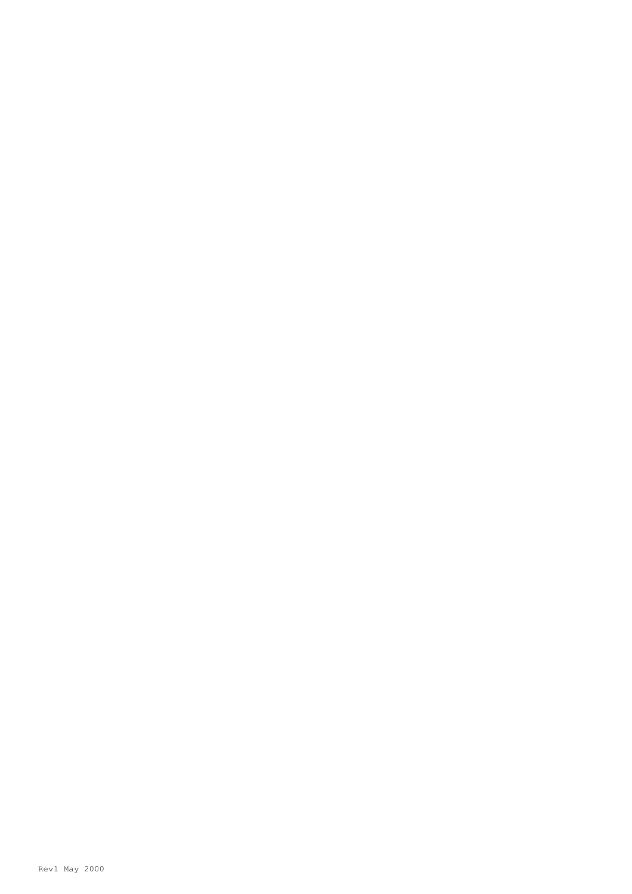Rev1 May 2000